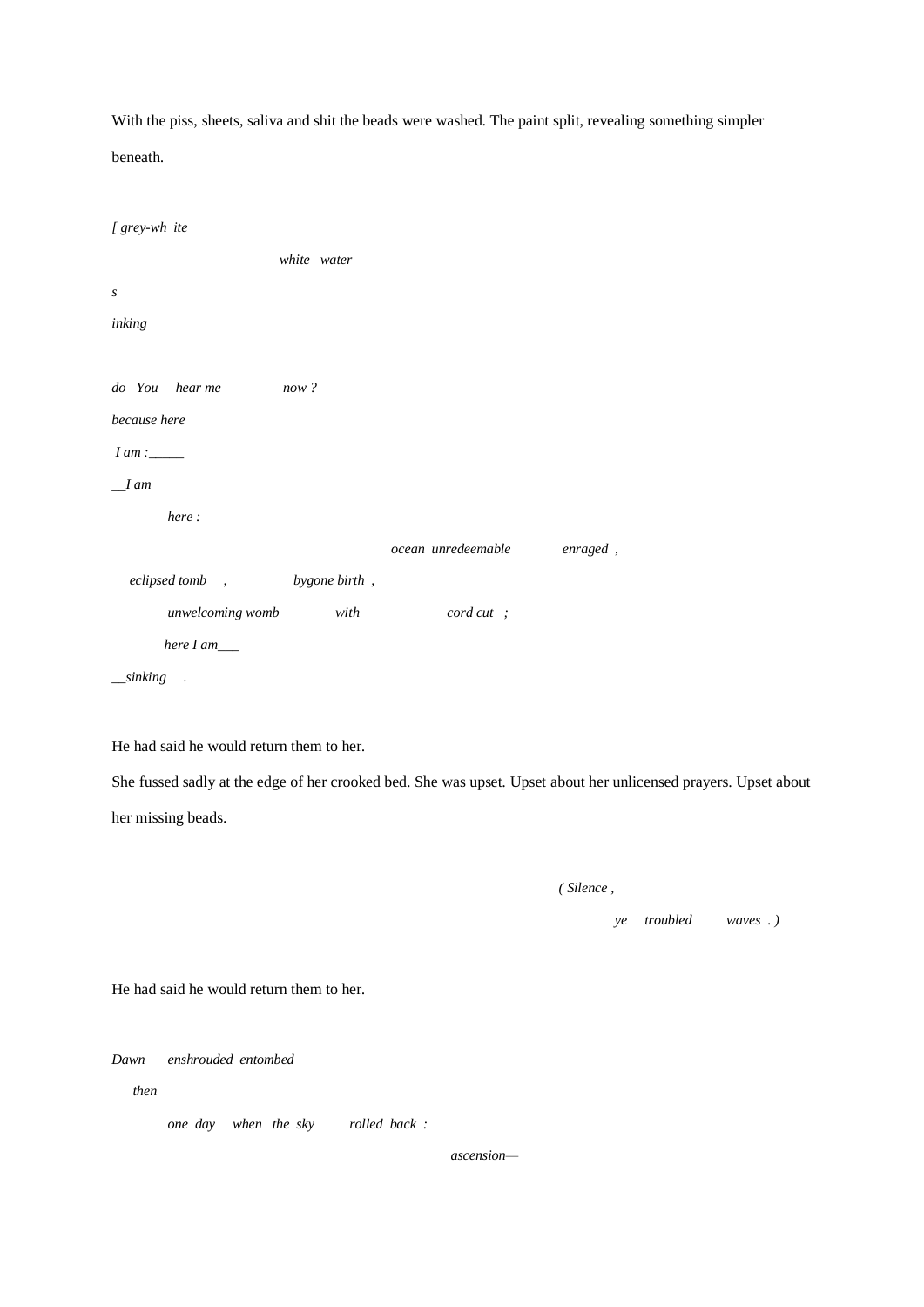With the piss, sheets, saliva and shit the beads were washed. The paint split, revealing something simpler beneath.

*[ grey-wh  ite*

*white   water*

*s*

*inking*

*do   You    hear me    now ?*

*because here*

*I am :_____*

*__I am*

*here :*

*ocean  unredeemable    enraged  ,*

*eclipsed tomb    ,    bygone birth  ,*

*unwelcoming womb    with    cord cut   ;*

*here I am___*

*__sinking    .*

He had said he would return them to her.

She fussed sadly at the edge of her crooked bed. She was upset. Upset about her unlicensed prayers. Upset about her missing beads.

*( Silence ,*

*ye    troubled    waves  . )*

He had said he would return them to her.

*Dawn    enshrouded  entombed*

*then*

*one  day    when  the  sky    rolled  back  :*

*ascension—*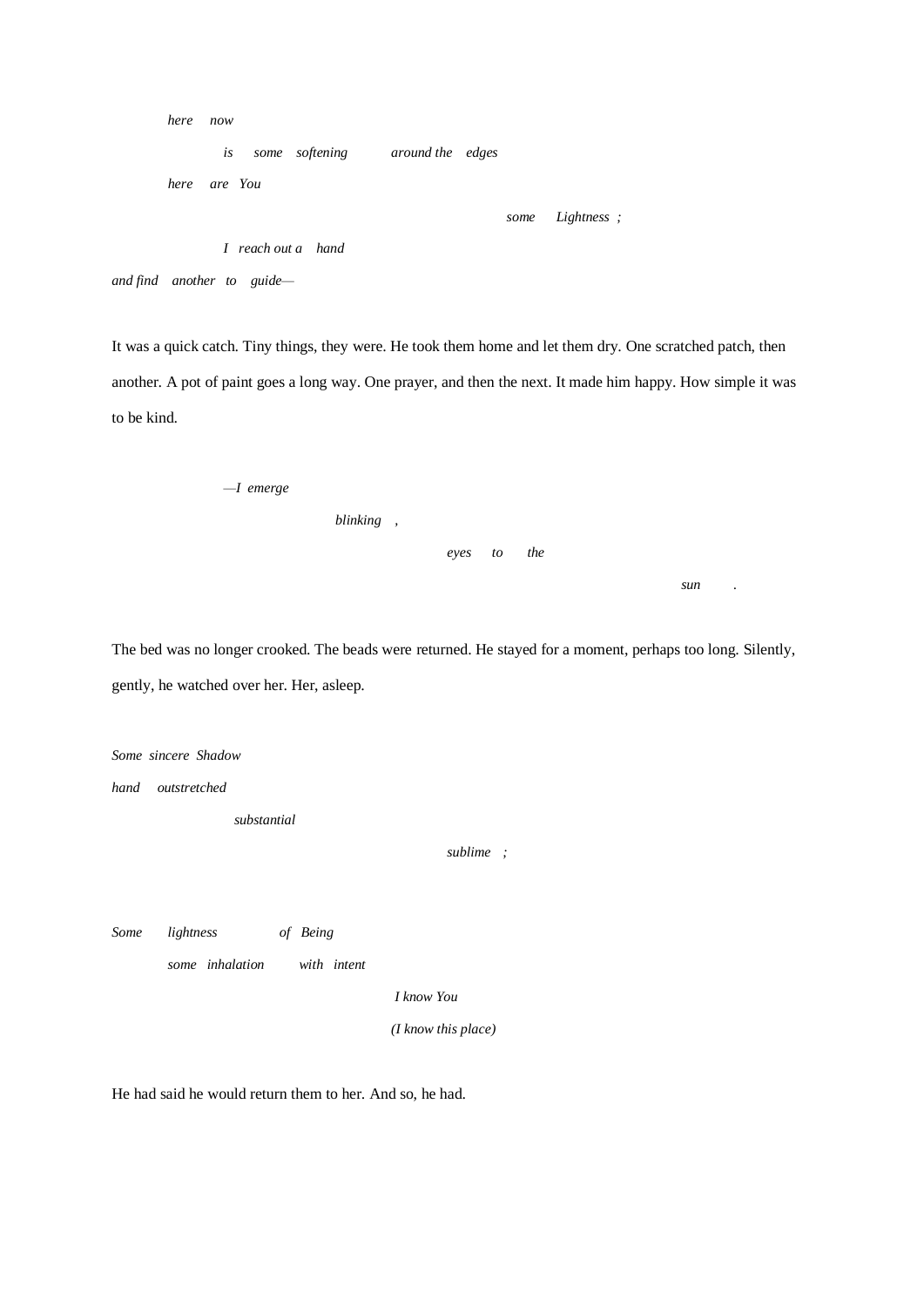*here now*

*is some softening around the edges*

*here are You*

*some Lightness ;*

*I reach out a hand*

*and find another to guide—*

It was a quick catch. Tiny things, they were. He took them home and let them dry. One scratched patch, then another. A pot of paint goes a long way. One prayer, and then the next. It made him happy. How simple it was to be kind.

*—I emerge*

*blinking ,*

*eyes to the*

*sun .*

The bed was no longer crooked. The beads were returned. He stayed for a moment, perhaps too long. Silently, gently, he watched over her. Her, asleep.

*Some sincere Shadow*

*hand outstretched*

*substantial*

*sublime ;*

*Some lightness of Being*

*some inhalation with intent*

*I know You*

*(I know this place)*

He had said he would return them to her. And so, he had.